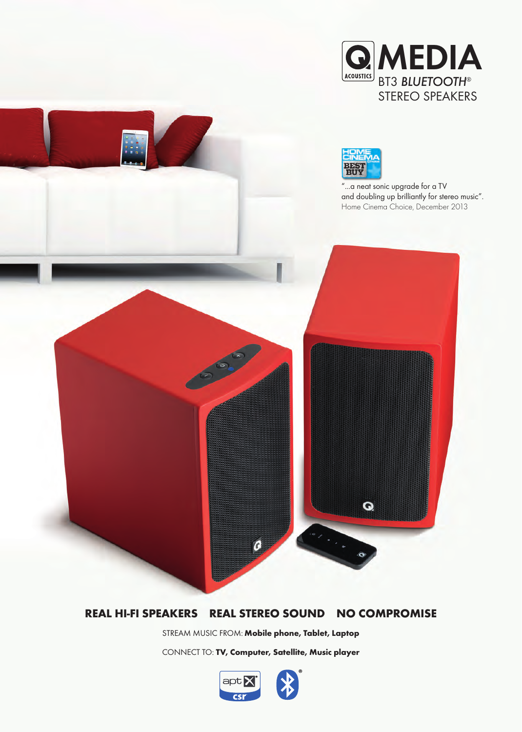# Q MEDIA

ACOUSTICS

BT3 *BLUETOOTH*®
STEREO SPEAKERS

HOME CINEMA Choice BEST BUY

"...a neat sonic upgrade for a TV and doubling up brilliantly for stereo music".
Home Cinema Choice, December 2013

## REAL HI-FI SPEAKERS    REAL STEREO SOUND    NO COMPROMISE

STREAM MUSIC FROM: **Mobile phone, Tablet, Laptop**

CONNECT TO: **TV, Computer, Satellite, Music player**

aptX csr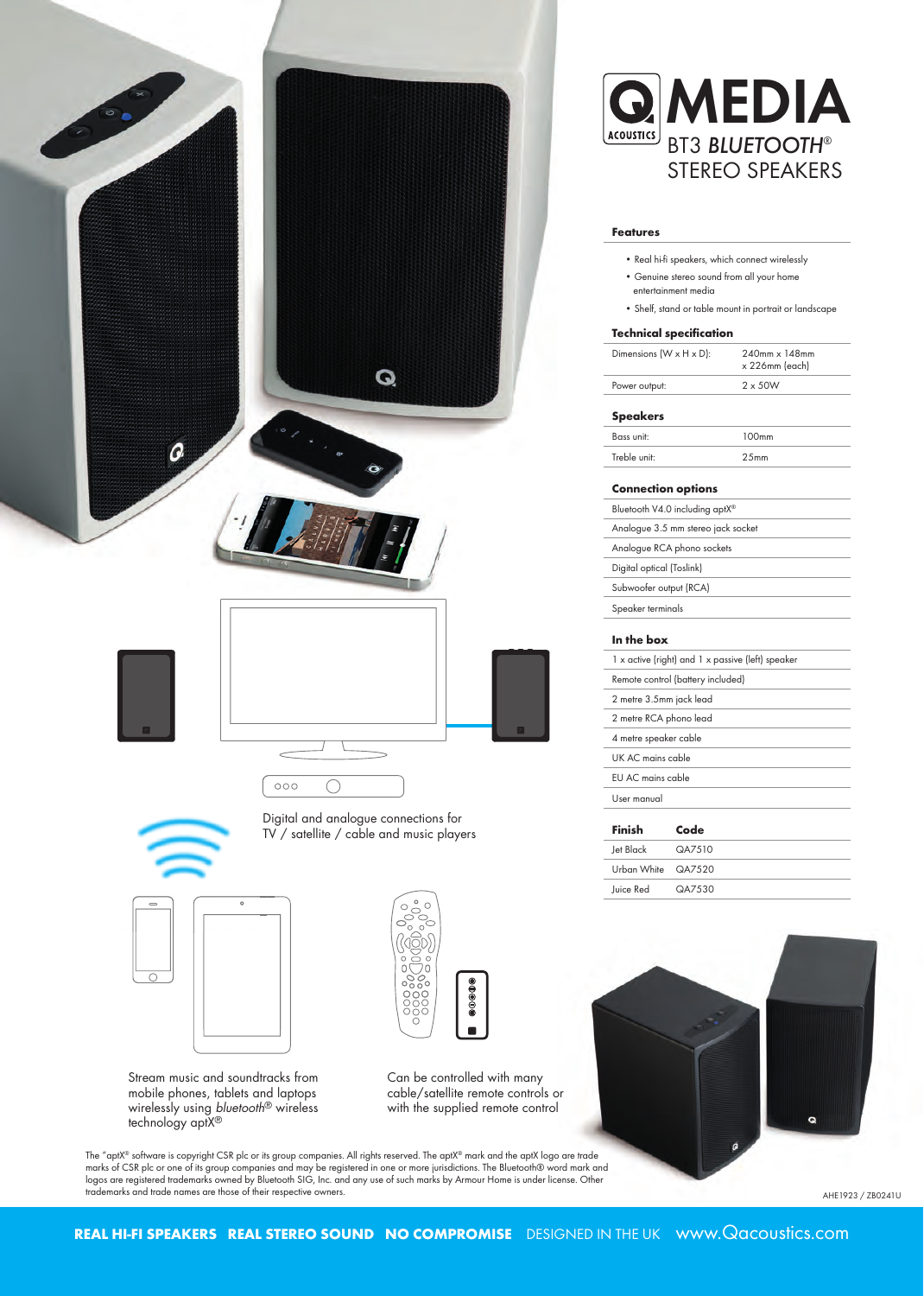# Q ACOUSTICS MEDIA

## BT3 *BLUETOOTH*® STEREO SPEAKERS

### Features

- Real hi-fi speakers, which connect wirelessly
- Genuine stereo sound from all your home entertainment media
- Shelf, stand or table mount in portrait or landscape

### Technical specification

| | |
|---|---|
| Dimensions (W x H x D): | 240mm x 148mm x 226mm (each) |
| Power output: | 2 x 50W |

### Speakers

| | |
|---|---|
| Bass unit: | 100mm |
| Treble unit: | 25mm |

### Connection options

- Bluetooth V4.0 including aptX®
- Analogue 3.5 mm stereo jack socket
- Analogue RCA phono sockets
- Digital optical (Toslink)
- Subwoofer output (RCA)
- Speaker terminals

### In the box

- 1 x active (right) and 1 x passive (left) speaker
- Remote control (battery included)
- 2 metre 3.5mm jack lead
- 2 metre RCA phono lead
- 4 metre speaker cable
- UK AC mains cable
- EU AC mains cable
- User manual

| Finish | Code |
|---|---|
| Jet Black | QA7510 |
| Urban White | QA7520 |
| Juice Red | QA7530 |

Digital and analogue connections for TV / satellite / cable and music players

Stream music and soundtracks from mobile phones, tablets and laptops wirelessly using *bluetooth*® wireless technology aptX®

Can be controlled with many cable/satellite remote controls or with the supplied remote control

The "aptX®" software is copyright CSR plc or its group companies. All rights reserved. The aptX® mark and the aptX logo are trade marks of CSR plc or one of its group companies and may be registered in one or more jurisdictions. The Bluetooth® word mark and logos are registered trademarks owned by Bluetooth SIG, Inc. and any use of such marks by Armour Home is under license. Other trademarks and trade names are those of their respective owners.

AHE1923 / ZB0241U

**REAL HI-FI SPEAKERS REAL STEREO SOUND NO COMPROMISE** DESIGNED IN THE UK www.Qacoustics.com